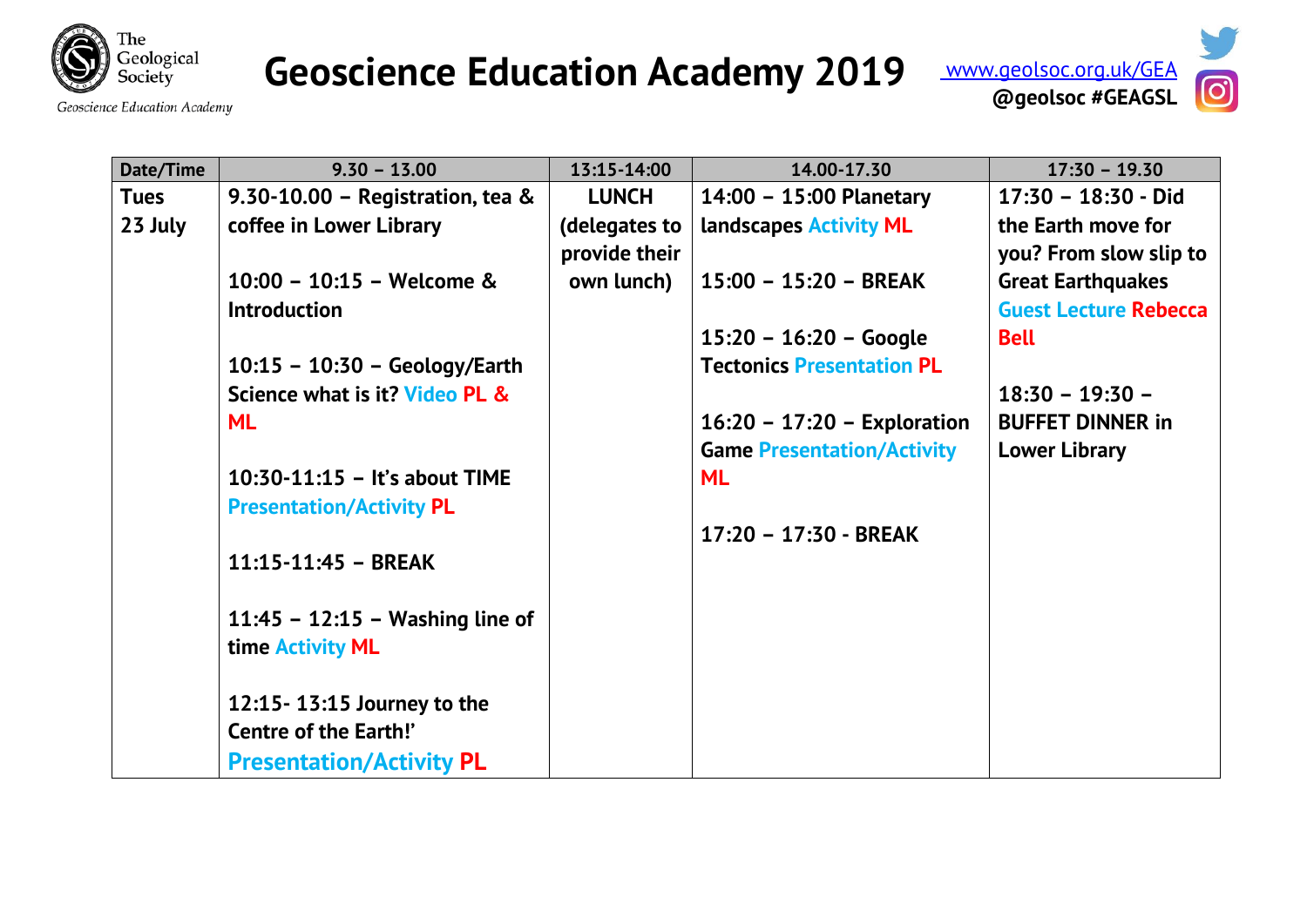The Geological Society

*Geoscience Education Academy*

# Geoscience Education Academy 2019

[www.geolsoc.org.uk/GEA](http://www.geolsoc.org.uk/GEA)
**@geolsoc #GEAGSL**

| Date/Time | 9.30 – 13.00 | 13:15-14:00 | 14.00-17.30 | 17:30 – 19.30 |
|---|---|---|---|---|
| **Tues 23 July** | **9.30-10.00 – Registration, tea & coffee in Lower Library**<br><br>**10:00 – 10:15 – Welcome & Introduction**<br><br>**10:15 – 10:30 – Geology/Earth Science what is it? Video PL & ML**<br><br>**10:30-11:15 – It's about TIME Presentation/Activity PL**<br><br>**11:15-11:45 – BREAK**<br><br>**11:45 – 12:15 – Washing line of time Activity ML**<br><br>**12:15- 13:15 Journey to the Centre of the Earth!' Presentation/Activity PL** | **LUNCH (delegates to provide their own lunch)** | **14:00 – 15:00 Planetary landscapes Activity ML**<br><br>**15:00 – 15:20 – BREAK**<br><br>**15:20 – 16:20 – Google Tectonics Presentation PL**<br><br>**16:20 – 17:20 – Exploration Game Presentation/Activity ML**<br><br>**17:20 – 17:30 - BREAK** | **17:30 – 18:30 - Did the Earth move for you? From slow slip to Great Earthquakes Guest Lecture Rebecca Bell**<br><br>**18:30 – 19:30 – BUFFET DINNER in Lower Library** |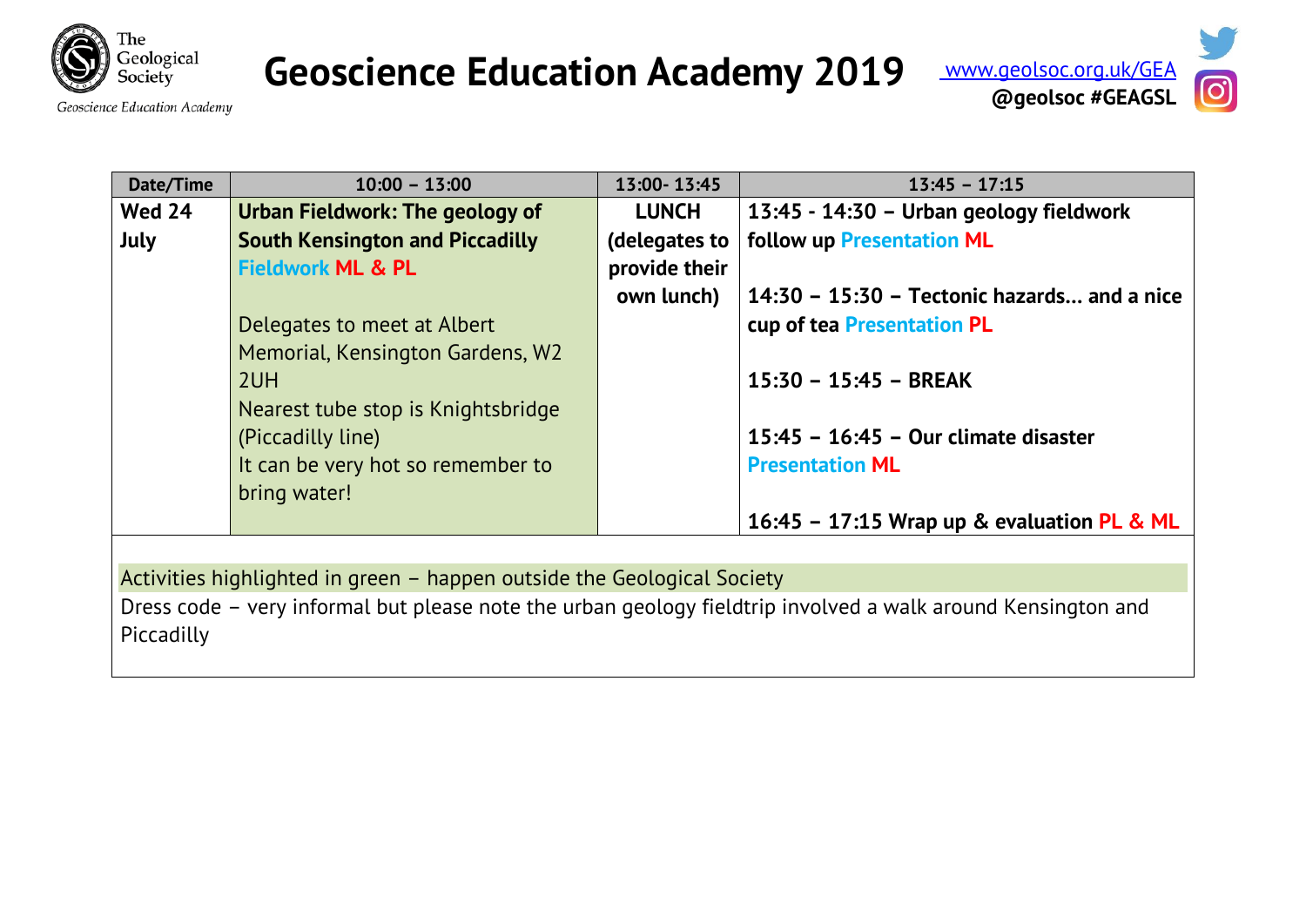The Geological Society

*Geoscience Education Academy*

# Geoscience Education Academy 2019

www.geolsoc.org.uk/GEA
**@geolsoc #GEAGSL**

| Date/Time | 10:00 – 13:00 | 13:00- 13:45 | 13:45 – 17:15 |
|---|---|---|---|
| **Wed 24 July** | **Urban Fieldwork: The geology of South Kensington and Piccadilly Fieldwork ML & PL**<br><br>Delegates to meet at Albert Memorial, Kensington Gardens, W2 2UH<br>Nearest tube stop is Knightsbridge (Piccadilly line)<br>It can be very hot so remember to bring water! | **LUNCH (delegates to provide their own lunch)** | **13:45 - 14:30 – Urban geology fieldwork follow up Presentation ML**<br><br>**14:30 – 15:30 – Tectonic hazards… and a nice cup of tea Presentation PL**<br><br>**15:30 – 15:45 – BREAK**<br><br>**15:45 – 16:45 – Our climate disaster Presentation ML**<br><br>**16:45 – 17:15 Wrap up & evaluation PL & ML** |

Activities highlighted in green – happen outside the Geological Society

Dress code – very informal but please note the urban geology fieldtrip involved a walk around Kensington and Piccadilly